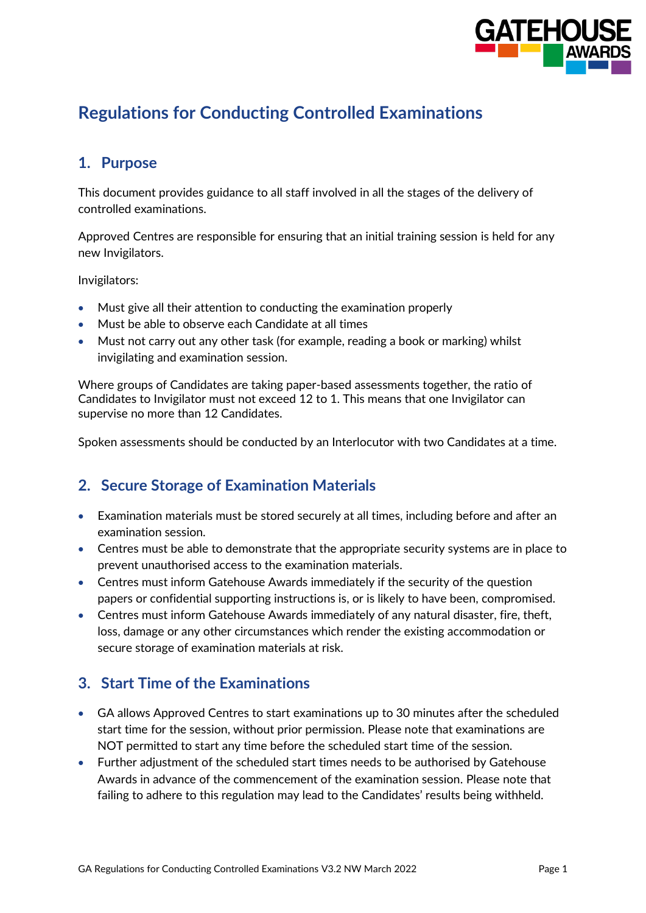# Regulations for Conducting Controlled Examinations

## 1. Purpose

This document provides guidance to all staff involved in all the stages of the delivery of controlled examinations.

Approved Centres are responsible for ensuring that an initial training session is held for any new Invigilators.

Invigilators:

- Must give all their attention to conducting the examination properly
- Must be able to observe each Candidate at all times
- Must not carry out any other task (for example, reading a book or marking) whilst invigilating and examination session.

Where groups of Candidates are taking paper-based assessments together, the ratio of Candidates to Invigilator must not exceed 12 to 1. This means that one Invigilator can supervise no more than 12 Candidates.

Spoken assessments should be conducted by an Interlocutor with two Candidates at a time.

## 2. Secure Storage of Examination Materials

- Examination materials must be stored securely at all times, including before and after an examination session.
- Centres must be able to demonstrate that the appropriate security systems are in place to prevent unauthorised access to the examination materials.
- Centres must inform Gatehouse Awards immediately if the security of the question papers or confidential supporting instructions is, or is likely to have been, compromised.
- Centres must inform Gatehouse Awards immediately of any natural disaster, fire, theft, loss, damage or any other circumstances which render the existing accommodation or secure storage of examination materials at risk.

## 3. Start Time of the Examinations

- GA allows Approved Centres to start examinations up to 30 minutes after the scheduled start time for the session, without prior permission. Please note that examinations are NOT permitted to start any time before the scheduled start time of the session.
- Further adjustment of the scheduled start times needs to be authorised by Gatehouse Awards in advance of the commencement of the examination session. Please note that failing to adhere to this regulation may lead to the Candidates' results being withheld.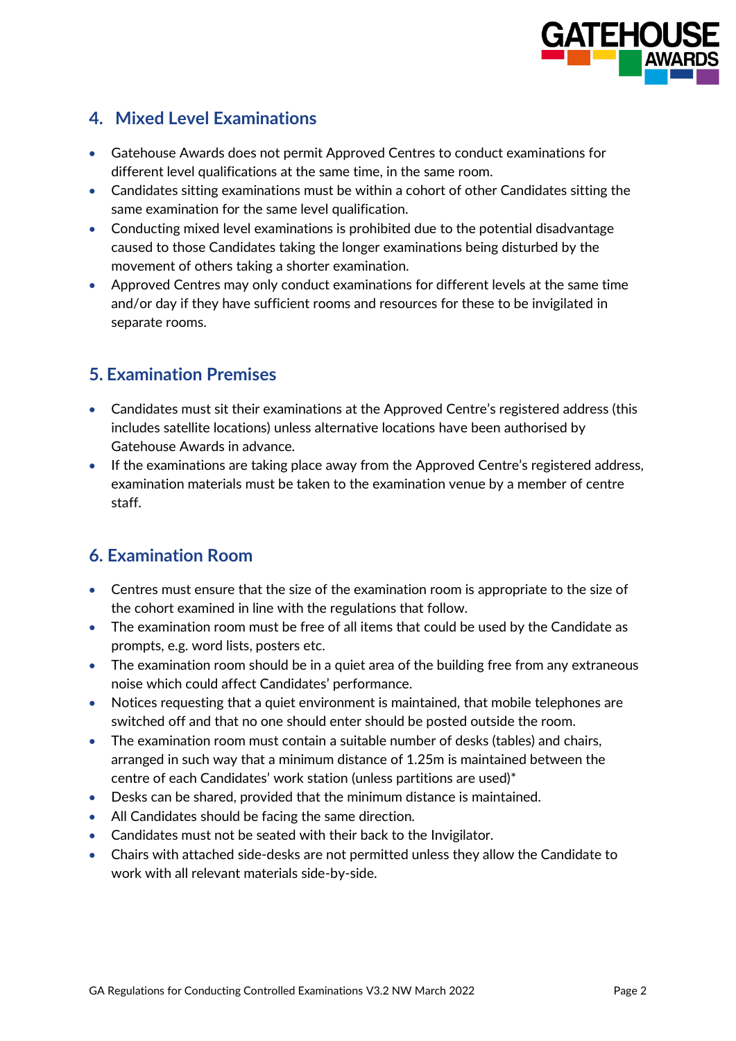## 4. Mixed Level Examinations

- Gatehouse Awards does not permit Approved Centres to conduct examinations for different level qualifications at the same time, in the same room.
- Candidates sitting examinations must be within a cohort of other Candidates sitting the same examination for the same level qualification.
- Conducting mixed level examinations is prohibited due to the potential disadvantage caused to those Candidates taking the longer examinations being disturbed by the movement of others taking a shorter examination.
- Approved Centres may only conduct examinations for different levels at the same time and/or day if they have sufficient rooms and resources for these to be invigilated in separate rooms.

## 5. Examination Premises

- Candidates must sit their examinations at the Approved Centre's registered address (this includes satellite locations) unless alternative locations have been authorised by Gatehouse Awards in advance.
- If the examinations are taking place away from the Approved Centre's registered address, examination materials must be taken to the examination venue by a member of centre staff.

## 6. Examination Room

- Centres must ensure that the size of the examination room is appropriate to the size of the cohort examined in line with the regulations that follow.
- The examination room must be free of all items that could be used by the Candidate as prompts, e.g. word lists, posters etc.
- The examination room should be in a quiet area of the building free from any extraneous noise which could affect Candidates' performance.
- Notices requesting that a quiet environment is maintained, that mobile telephones are switched off and that no one should enter should be posted outside the room.
- The examination room must contain a suitable number of desks (tables) and chairs, arranged in such way that a minimum distance of 1.25m is maintained between the centre of each Candidates' work station (unless partitions are used)*
- Desks can be shared, provided that the minimum distance is maintained.
- All Candidates should be facing the same direction.
- Candidates must not be seated with their back to the Invigilator.
- Chairs with attached side-desks are not permitted unless they allow the Candidate to work with all relevant materials side-by-side.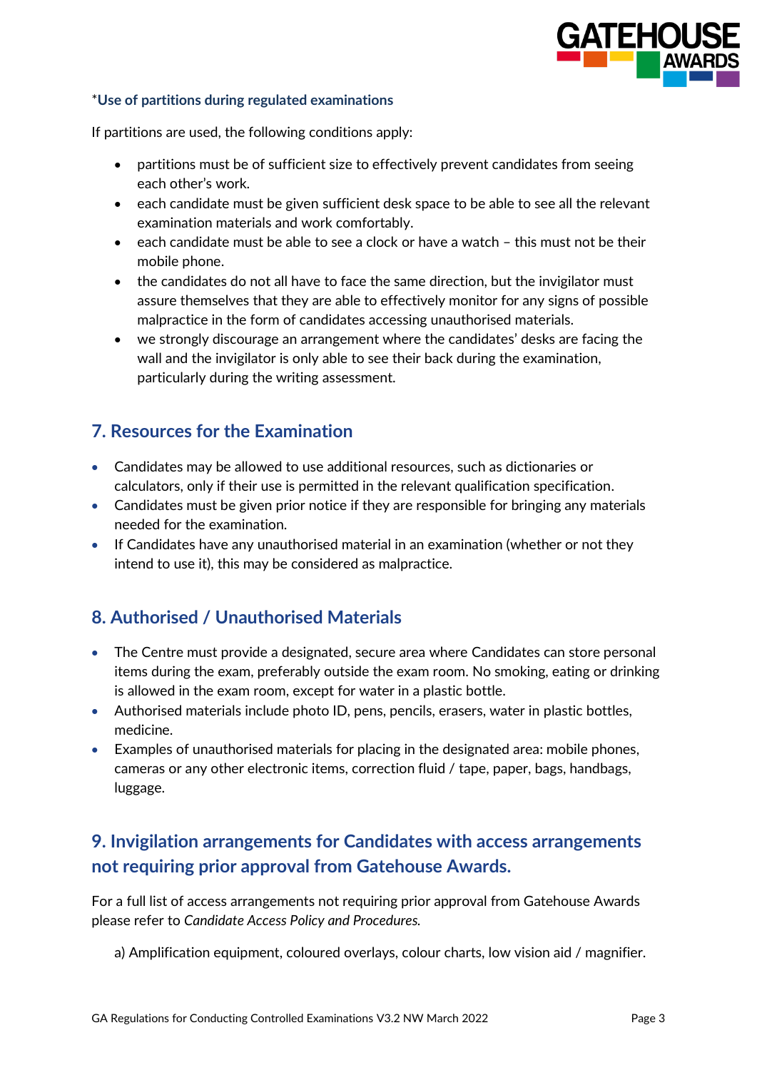*Use of partitions during regulated examinations

If partitions are used, the following conditions apply:

- partitions must be of sufficient size to effectively prevent candidates from seeing each other's work.
- each candidate must be given sufficient desk space to be able to see all the relevant examination materials and work comfortably.
- each candidate must be able to see a clock or have a watch – this must not be their mobile phone.
- the candidates do not all have to face the same direction, but the invigilator must assure themselves that they are able to effectively monitor for any signs of possible malpractice in the form of candidates accessing unauthorised materials.
- we strongly discourage an arrangement where the candidates' desks are facing the wall and the invigilator is only able to see their back during the examination, particularly during the writing assessment.

## 7. Resources for the Examination

- Candidates may be allowed to use additional resources, such as dictionaries or calculators, only if their use is permitted in the relevant qualification specification.
- Candidates must be given prior notice if they are responsible for bringing any materials needed for the examination.
- If Candidates have any unauthorised material in an examination (whether or not they intend to use it), this may be considered as malpractice.

## 8. Authorised / Unauthorised Materials

- The Centre must provide a designated, secure area where Candidates can store personal items during the exam, preferably outside the exam room. No smoking, eating or drinking is allowed in the exam room, except for water in a plastic bottle.
- Authorised materials include photo ID, pens, pencils, erasers, water in plastic bottles, medicine.
- Examples of unauthorised materials for placing in the designated area: mobile phones, cameras or any other electronic items, correction fluid / tape, paper, bags, handbags, luggage.

## 9. Invigilation arrangements for Candidates with access arrangements not requiring prior approval from Gatehouse Awards.

For a full list of access arrangements not requiring prior approval from Gatehouse Awards please refer to *Candidate Access Policy and Procedures.*

a) Amplification equipment, coloured overlays, colour charts, low vision aid / magnifier.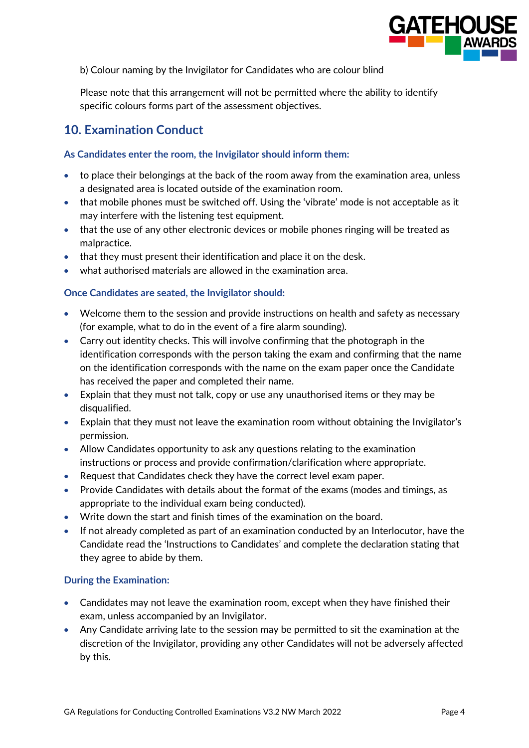b) Colour naming by the Invigilator for Candidates who are colour blind

Please note that this arrangement will not be permitted where the ability to identify specific colours forms part of the assessment objectives.

## 10. Examination Conduct

### As Candidates enter the room, the Invigilator should inform them:

- to place their belongings at the back of the room away from the examination area, unless a designated area is located outside of the examination room.
- that mobile phones must be switched off. Using the 'vibrate' mode is not acceptable as it may interfere with the listening test equipment.
- that the use of any other electronic devices or mobile phones ringing will be treated as malpractice.
- that they must present their identification and place it on the desk.
- what authorised materials are allowed in the examination area.

### Once Candidates are seated, the Invigilator should:

- Welcome them to the session and provide instructions on health and safety as necessary (for example, what to do in the event of a fire alarm sounding).
- Carry out identity checks. This will involve confirming that the photograph in the identification corresponds with the person taking the exam and confirming that the name on the identification corresponds with the name on the exam paper once the Candidate has received the paper and completed their name.
- Explain that they must not talk, copy or use any unauthorised items or they may be disqualified.
- Explain that they must not leave the examination room without obtaining the Invigilator's permission.
- Allow Candidates opportunity to ask any questions relating to the examination instructions or process and provide confirmation/clarification where appropriate.
- Request that Candidates check they have the correct level exam paper.
- Provide Candidates with details about the format of the exams (modes and timings, as appropriate to the individual exam being conducted).
- Write down the start and finish times of the examination on the board.
- If not already completed as part of an examination conducted by an Interlocutor, have the Candidate read the 'Instructions to Candidates' and complete the declaration stating that they agree to abide by them.

### During the Examination:

- Candidates may not leave the examination room, except when they have finished their exam, unless accompanied by an Invigilator.
- Any Candidate arriving late to the session may be permitted to sit the examination at the discretion of the Invigilator, providing any other Candidates will not be adversely affected by this.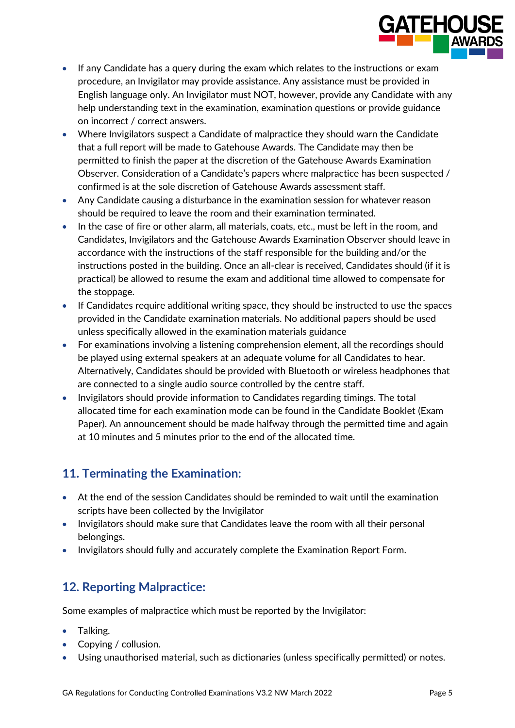- If any Candidate has a query during the exam which relates to the instructions or exam procedure, an Invigilator may provide assistance. Any assistance must be provided in English language only. An Invigilator must NOT, however, provide any Candidate with any help understanding text in the examination, examination questions or provide guidance on incorrect / correct answers.
- Where Invigilators suspect a Candidate of malpractice they should warn the Candidate that a full report will be made to Gatehouse Awards. The Candidate may then be permitted to finish the paper at the discretion of the Gatehouse Awards Examination Observer. Consideration of a Candidate's papers where malpractice has been suspected / confirmed is at the sole discretion of Gatehouse Awards assessment staff.
- Any Candidate causing a disturbance in the examination session for whatever reason should be required to leave the room and their examination terminated.
- In the case of fire or other alarm, all materials, coats, etc., must be left in the room, and Candidates, Invigilators and the Gatehouse Awards Examination Observer should leave in accordance with the instructions of the staff responsible for the building and/or the instructions posted in the building. Once an all-clear is received, Candidates should (if it is practical) be allowed to resume the exam and additional time allowed to compensate for the stoppage.
- If Candidates require additional writing space, they should be instructed to use the spaces provided in the Candidate examination materials. No additional papers should be used unless specifically allowed in the examination materials guidance
- For examinations involving a listening comprehension element, all the recordings should be played using external speakers at an adequate volume for all Candidates to hear. Alternatively, Candidates should be provided with Bluetooth or wireless headphones that are connected to a single audio source controlled by the centre staff.
- Invigilators should provide information to Candidates regarding timings. The total allocated time for each examination mode can be found in the Candidate Booklet (Exam Paper). An announcement should be made halfway through the permitted time and again at 10 minutes and 5 minutes prior to the end of the allocated time.

## 11. Terminating the Examination:

- At the end of the session Candidates should be reminded to wait until the examination scripts have been collected by the Invigilator
- Invigilators should make sure that Candidates leave the room with all their personal belongings.
- Invigilators should fully and accurately complete the Examination Report Form.

## 12. Reporting Malpractice:

Some examples of malpractice which must be reported by the Invigilator:

- Talking.
- Copying / collusion.
- Using unauthorised material, such as dictionaries (unless specifically permitted) or notes.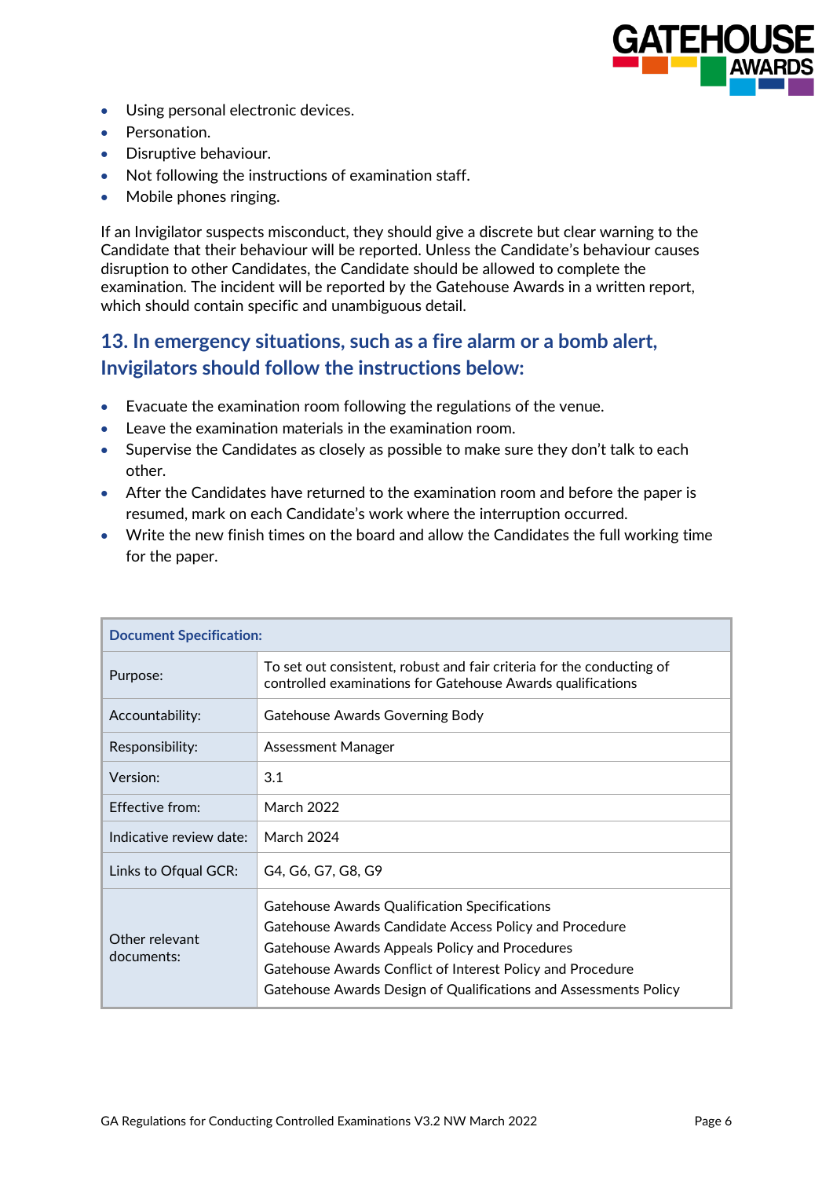- Using personal electronic devices.
- Personation.
- Disruptive behaviour.
- Not following the instructions of examination staff.
- Mobile phones ringing.

If an Invigilator suspects misconduct, they should give a discrete but clear warning to the Candidate that their behaviour will be reported. Unless the Candidate's behaviour causes disruption to other Candidates, the Candidate should be allowed to complete the examination. The incident will be reported by the Gatehouse Awards in a written report, which should contain specific and unambiguous detail.

## 13. In emergency situations, such as a fire alarm or a bomb alert, Invigilators should follow the instructions below:

- Evacuate the examination room following the regulations of the venue.
- Leave the examination materials in the examination room.
- Supervise the Candidates as closely as possible to make sure they don't talk to each other.
- After the Candidates have returned to the examination room and before the paper is resumed, mark on each Candidate's work where the interruption occurred.
- Write the new finish times on the board and allow the Candidates the full working time for the paper.

| **Document Specification:** | |
|---|---|
| Purpose: | To set out consistent, robust and fair criteria for the conducting of controlled examinations for Gatehouse Awards qualifications |
| Accountability: | Gatehouse Awards Governing Body |
| Responsibility: | Assessment Manager |
| Version: | 3.1 |
| Effective from: | March 2022 |
| Indicative review date: | March 2024 |
| Links to Ofqual GCR: | G4, G6, G7, G8, G9 |
| Other relevant documents: | Gatehouse Awards Qualification Specifications<br>Gatehouse Awards Candidate Access Policy and Procedure<br>Gatehouse Awards Appeals Policy and Procedures<br>Gatehouse Awards Conflict of Interest Policy and Procedure<br>Gatehouse Awards Design of Qualifications and Assessments Policy |